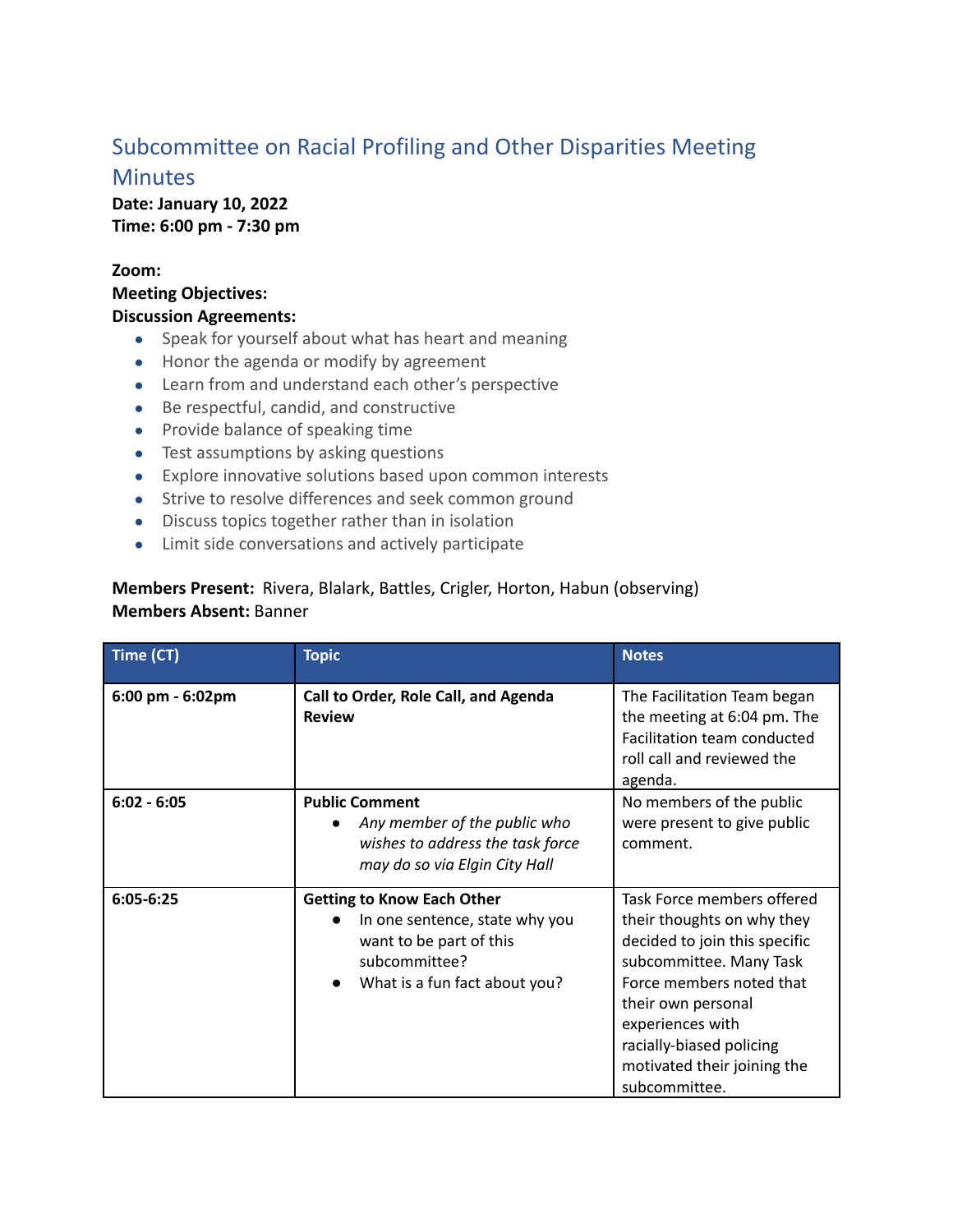# Subcommittee on Racial Profiling and Other Disparities Meeting Minutes

**Date: January 10, 2022**
**Time: 6:00 pm - 7:30 pm**

**Zoom:**
**Meeting Objectives:**
**Discussion Agreements:**

- Speak for yourself about what has heart and meaning
- Honor the agenda or modify by agreement
- Learn from and understand each other's perspective
- Be respectful, candid, and constructive
- Provide balance of speaking time
- Test assumptions by asking questions
- Explore innovative solutions based upon common interests
- Strive to resolve differences and seek common ground
- Discuss topics together rather than in isolation
- Limit side conversations and actively participate

**Members Present:** Rivera, Blalark, Battles, Crigler, Horton, Habun (observing)
**Members Absent:** Banner

| Time (CT) | Topic | Notes |
|---|---|---|
| **6:00 pm - 6:02pm** | **Call to Order, Role Call, and Agenda Review** | The Facilitation Team began the meeting at 6:04 pm. The Facilitation team conducted roll call and reviewed the agenda. |
| **6:02 - 6:05** | **Public Comment**<br>• *Any member of the public who wishes to address the task force may do so via Elgin City Hall* | No members of the public were present to give public comment. |
| **6:05-6:25** | **Getting to Know Each Other**<br>• In one sentence, state why you want to be part of this subcommittee?<br>• What is a fun fact about you? | Task Force members offered their thoughts on why they decided to join this specific subcommittee. Many Task Force members noted that their own personal experiences with racially-biased policing motivated their joining the subcommittee. |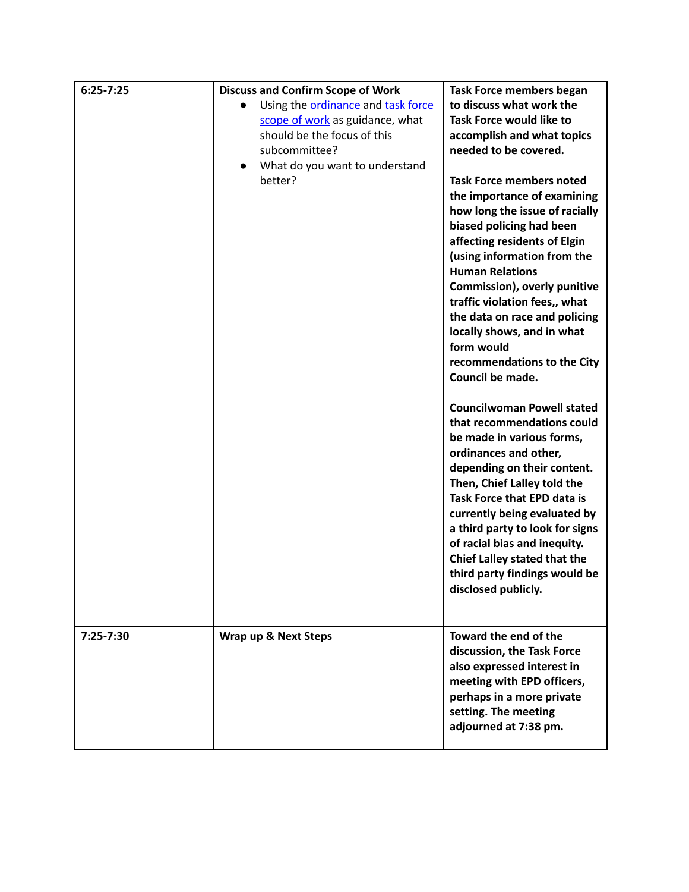| | | |
|---|---|---|
| **6:25-7:25** | **Discuss and Confirm Scope of Work**<br>• Using the ordinance and task force scope of work as guidance, what should be the focus of this subcommittee?<br>• What do you want to understand better? | **Task Force members began to discuss what work the Task Force would like to accomplish and what topics needed to be covered.**<br><br>**Task Force members noted the importance of examining how long the issue of racially biased policing had been affecting residents of Elgin (using information from the Human Relations Commission), overly punitive traffic violation fees,, what the data on race and policing locally shows, and in what form would recommendations to the City Council be made.**<br><br>**Councilwoman Powell stated that recommendations could be made in various forms, ordinances and other, depending on their content. Then, Chief Lalley told the Task Force that EPD data is currently being evaluated by a third party to look for signs of racial bias and inequity. Chief Lalley stated that the third party findings would be disclosed publicly.** |
| | | |
| **7:25-7:30** | **Wrap up & Next Steps** | **Toward the end of the discussion, the Task Force also expressed interest in meeting with EPD officers, perhaps in a more private setting. The meeting adjourned at 7:38 pm.** |